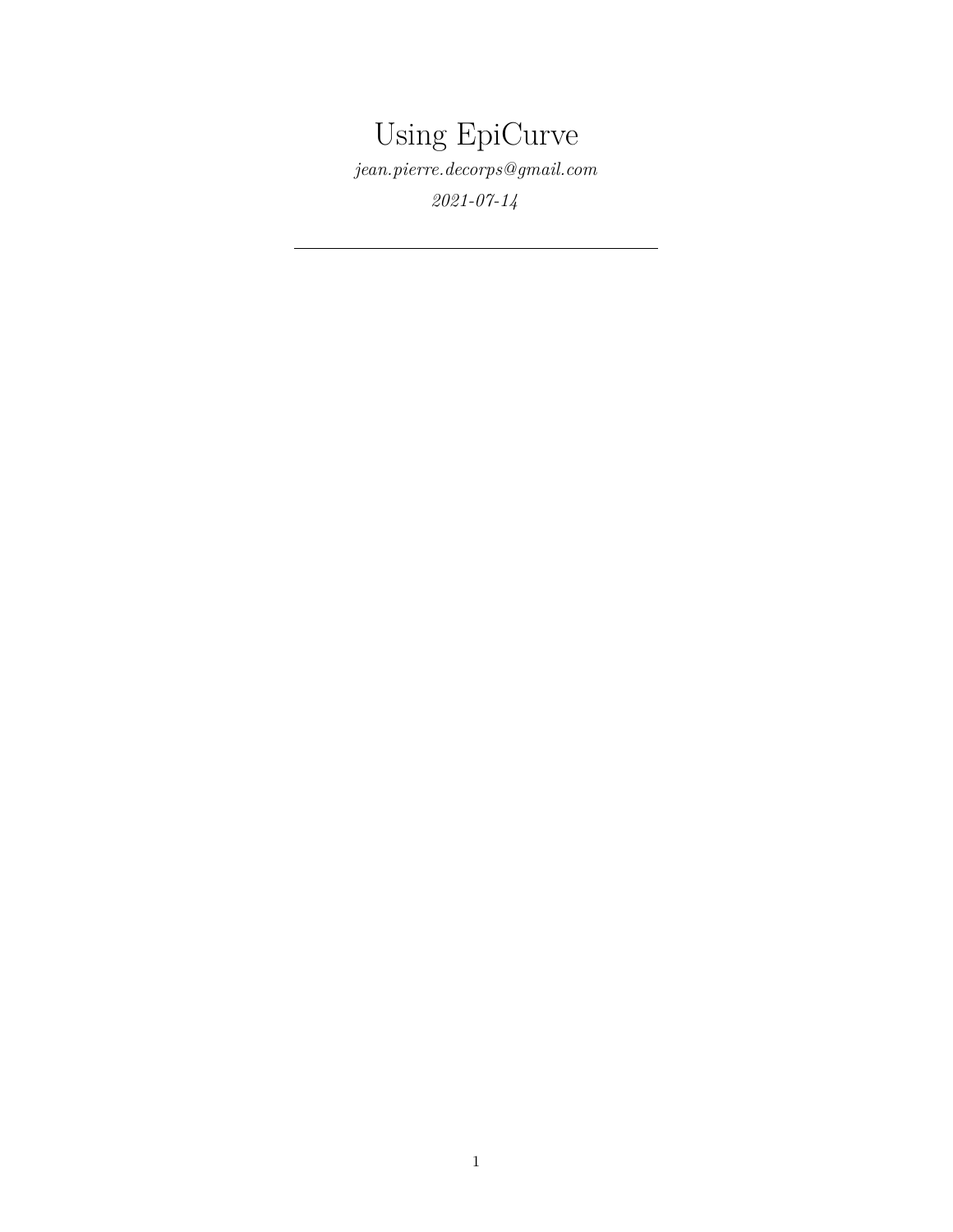# Using EpiCurve

*jean.pierre.decorps@gmail.com*

*2021-07-14*

---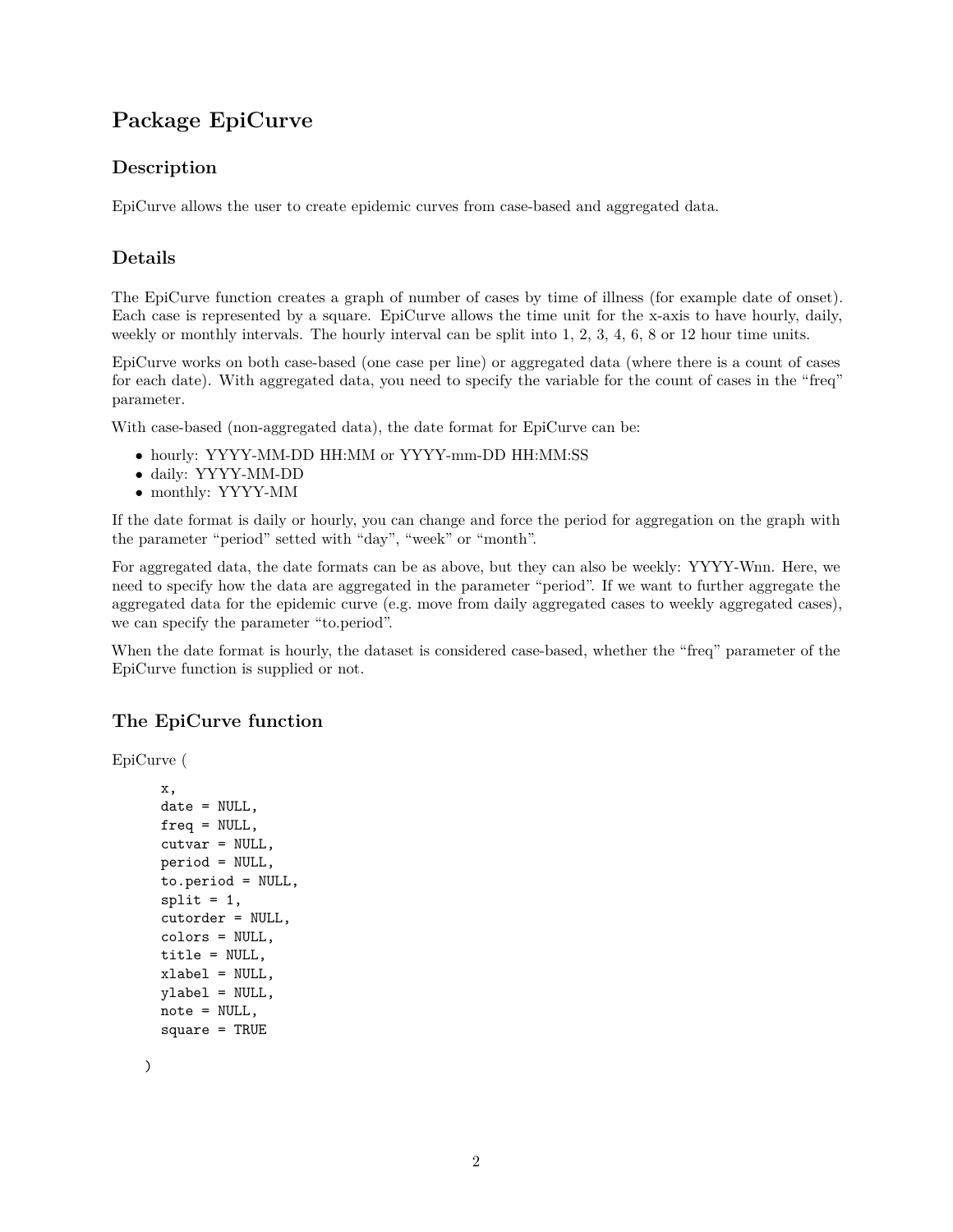# Package EpiCurve

## Description

EpiCurve allows the user to create epidemic curves from case-based and aggregated data.

## Details

The EpiCurve function creates a graph of number of cases by time of illness (for example date of onset). Each case is represented by a square. EpiCurve allows the time unit for the x-axis to have hourly, daily, weekly or monthly intervals. The hourly interval can be split into 1, 2, 3, 4, 6, 8 or 12 hour time units.

EpiCurve works on both case-based (one case per line) or aggregated data (where there is a count of cases for each date). With aggregated data, you need to specify the variable for the count of cases in the "freq" parameter.

With case-based (non-aggregated data), the date format for EpiCurve can be:

- hourly: YYYY-MM-DD HH:MM or YYYY-mm-DD HH:MM:SS
- daily: YYYY-MM-DD
- monthly: YYYY-MM

If the date format is daily or hourly, you can change and force the period for aggregation on the graph with the parameter "period" setted with "day", "week" or "month".

For aggregated data, the date formats can be as above, but they can also be weekly: YYYY-Wnn. Here, we need to specify how the data are aggregated in the parameter "period". If we want to further aggregate the aggregated data for the epidemic curve (e.g. move from daily aggregated cases to weekly aggregated cases), we can specify the parameter "to.period".

When the date format is hourly, the dataset is considered case-based, whether the "freq" parameter of the EpiCurve function is supplied or not.

## The EpiCurve function

EpiCurve (

```
x,
date = NULL,
freq = NULL,
cutvar = NULL,
period = NULL,
to.period = NULL,
split = 1,
cutorder = NULL,
colors = NULL,
title = NULL,
xlabel = NULL,
ylabel = NULL,
note = NULL,
square = TRUE
```

)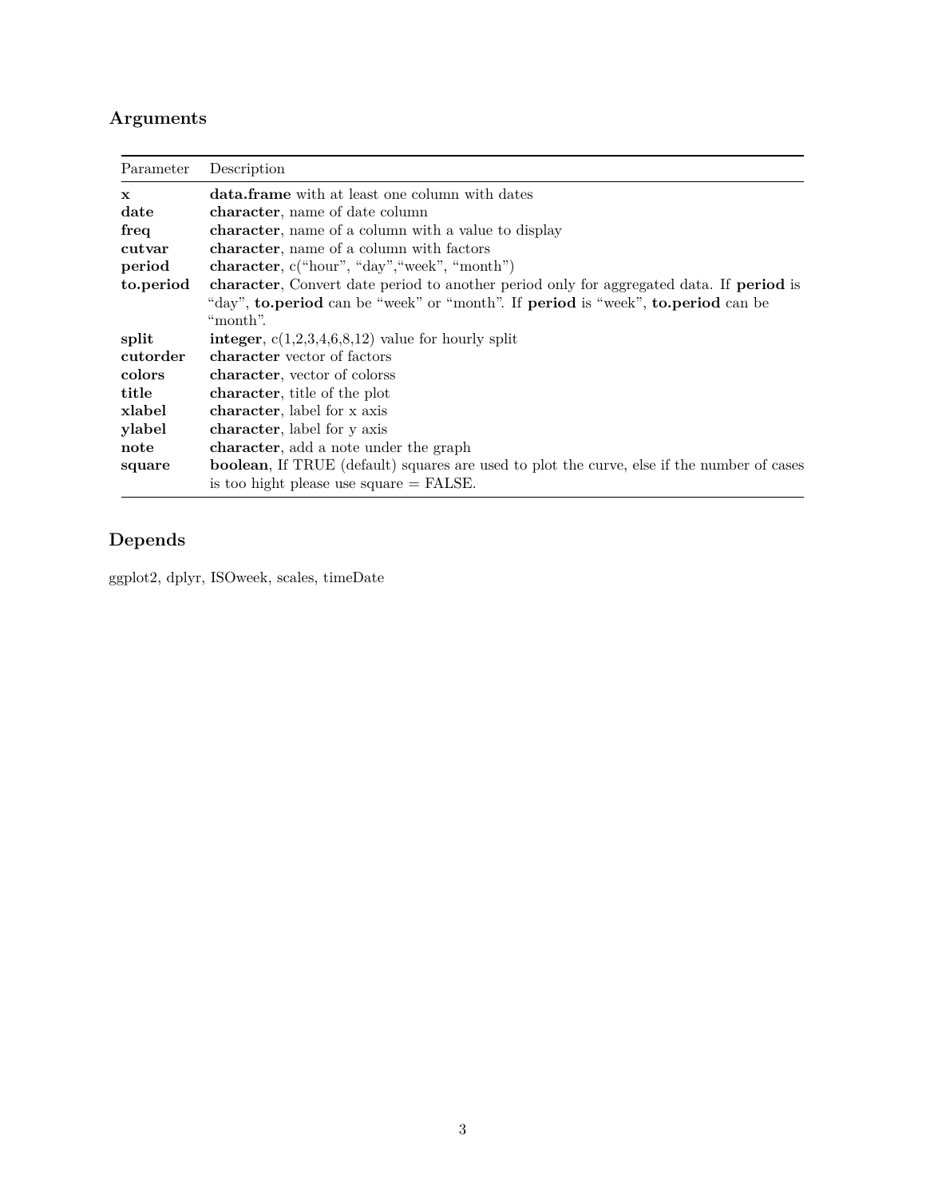## Arguments

| Parameter | Description |
|---|---|
| **x** | **data.frame** with at least one column with dates |
| **date** | **character**, name of date column |
| **freq** | **character**, name of a column with a value to display |
| **cutvar** | **character**, name of a column with factors |
| **period** | **character**, c("hour", "day","week", "month") |
| **to.period** | **character**, Convert date period to another period only for aggregated data. If **period** is "day", **to.period** can be "week" or "month". If **period** is "week", **to.period** can be "month". |
| **split** | **integer**, c(1,2,3,4,6,8,12) value for hourly split |
| **cutorder** | **character** vector of factors |
| **colors** | **character**, vector of colorss |
| **title** | **character**, title of the plot |
| **xlabel** | **character**, label for x axis |
| **ylabel** | **character**, label for y axis |
| **note** | **character**, add a note under the graph |
| **square** | **boolean**, If TRUE (default) squares are used to plot the curve, else if the number of cases is too hight please use square = FALSE. |

## Depends

ggplot2, dplyr, ISOweek, scales, timeDate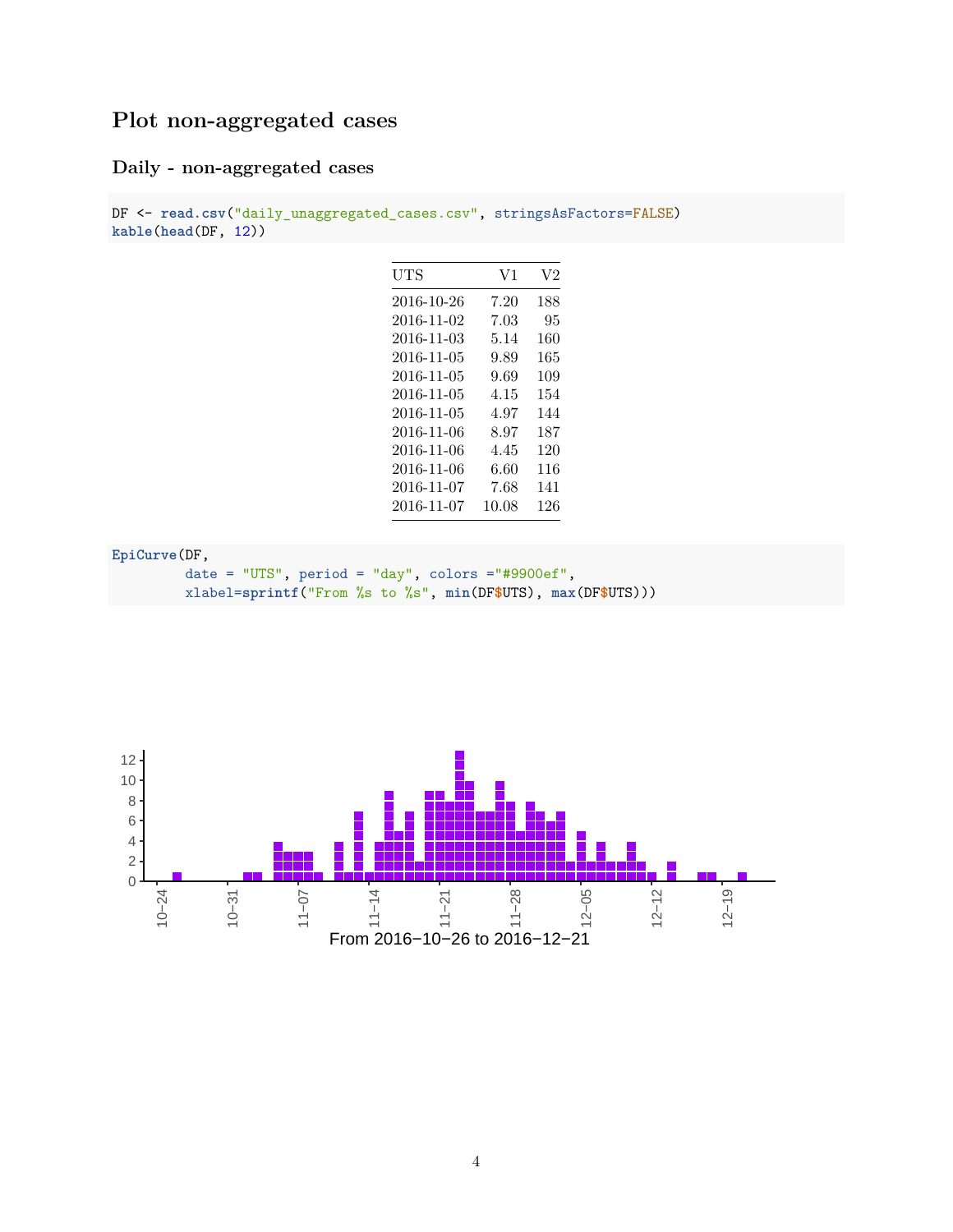## Plot non-aggregated cases

### Daily - non-aggregated cases

```
DF <- read.csv("daily_unaggregated_cases.csv", stringsAsFactors=FALSE)
kable(head(DF, 12))
```

| UTS | V1 | V2 |
|---|---|---|
| 2016-10-26 | 7.20 | 188 |
| 2016-11-02 | 7.03 | 95 |
| 2016-11-03 | 5.14 | 160 |
| 2016-11-05 | 9.89 | 165 |
| 2016-11-05 | 9.69 | 109 |
| 2016-11-05 | 4.15 | 154 |
| 2016-11-05 | 4.97 | 144 |
| 2016-11-06 | 8.97 | 187 |
| 2016-11-06 | 4.45 | 120 |
| 2016-11-06 | 6.60 | 116 |
| 2016-11-07 | 7.68 | 141 |
| 2016-11-07 | 10.08 | 126 |

```
EpiCurve(DF,
         date = "UTS", period = "day", colors ="#9900ef",
         xlabel=sprintf("From %s to %s", min(DF$UTS), max(DF$UTS)))
```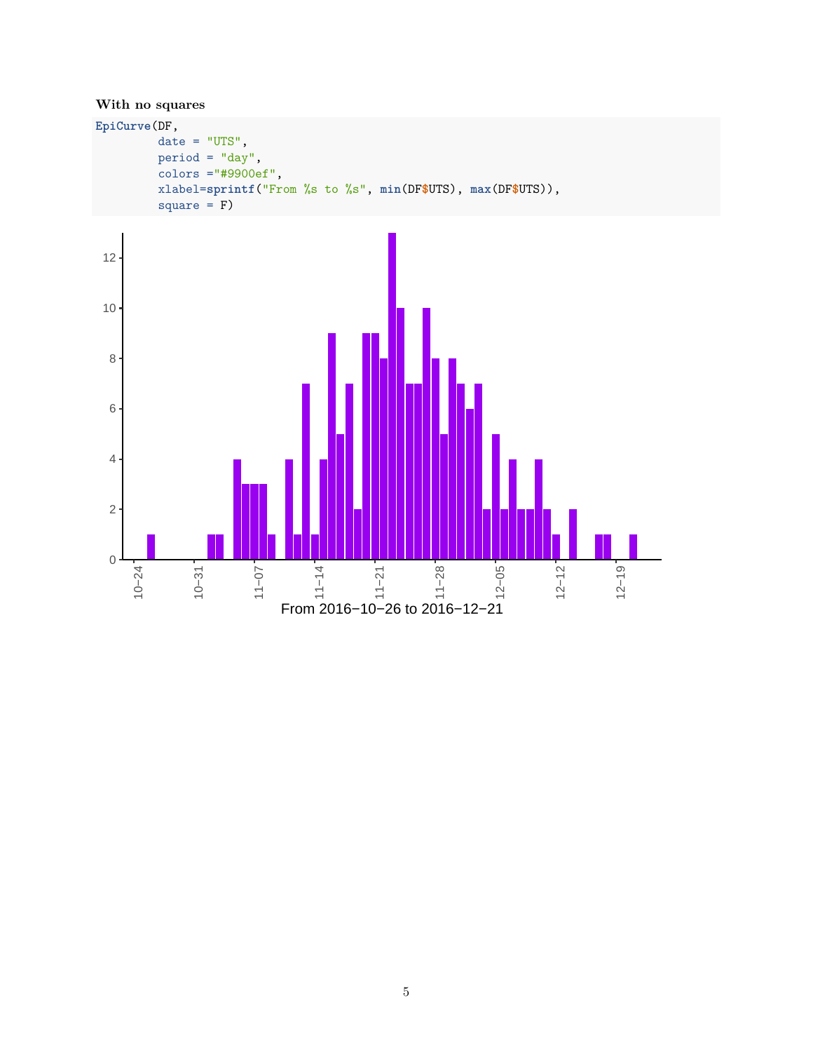**With no squares**

```
EpiCurve(DF,
        date = "UTS",
        period = "day",
        colors ="#9900ef",
        xlabel=sprintf("From %s to %s", min(DF$UTS), max(DF$UTS)),
        square = F)
```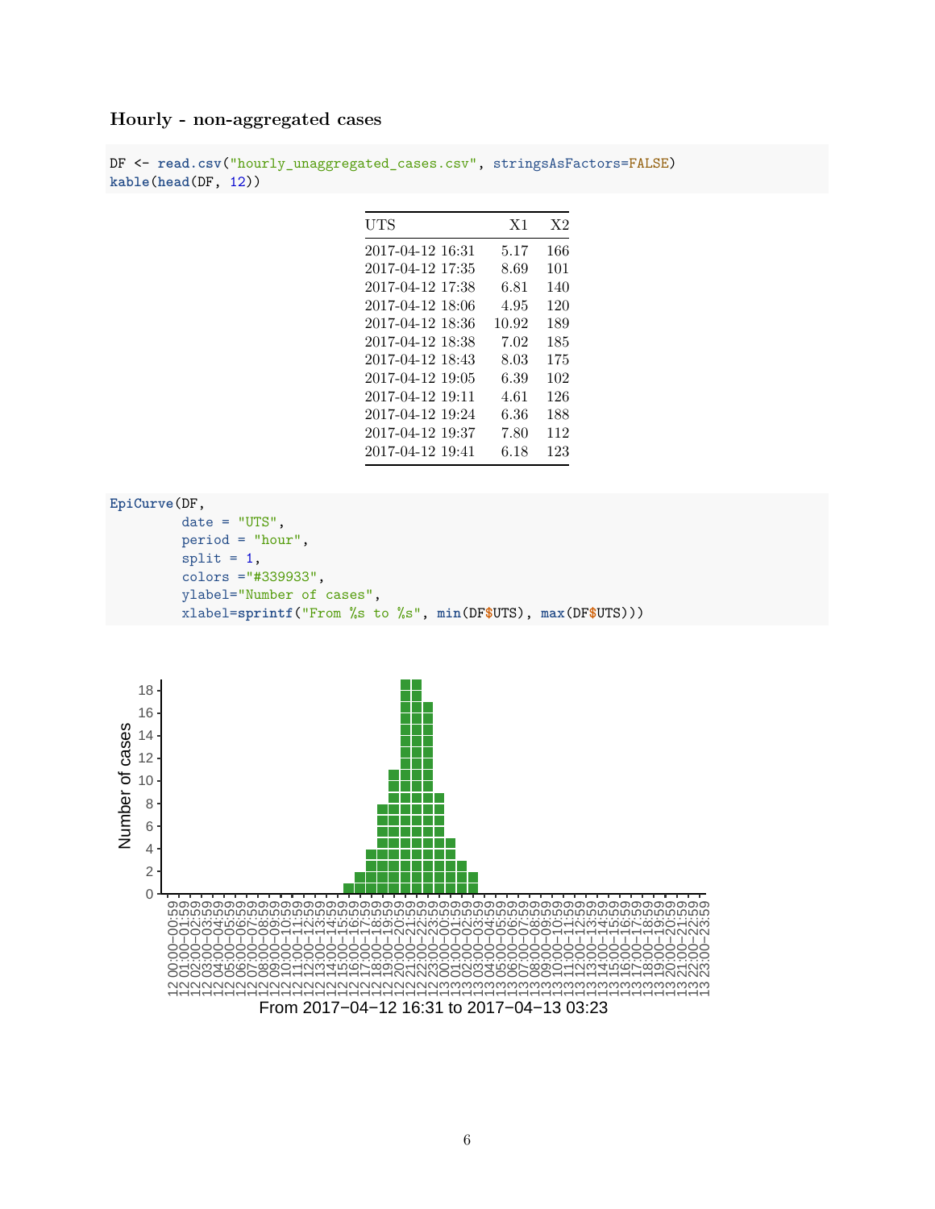### Hourly - non-aggregated cases

```
DF <- read.csv("hourly_unaggregated_cases.csv", stringsAsFactors=FALSE)
kable(head(DF, 12))
```

| UTS | X1 | X2 |
|---|---|---|
| 2017-04-12 16:31 | 5.17 | 166 |
| 2017-04-12 17:35 | 8.69 | 101 |
| 2017-04-12 17:38 | 6.81 | 140 |
| 2017-04-12 18:06 | 4.95 | 120 |
| 2017-04-12 18:36 | 10.92 | 189 |
| 2017-04-12 18:38 | 7.02 | 185 |
| 2017-04-12 18:43 | 8.03 | 175 |
| 2017-04-12 19:05 | 6.39 | 102 |
| 2017-04-12 19:11 | 4.61 | 126 |
| 2017-04-12 19:24 | 6.36 | 188 |
| 2017-04-12 19:37 | 7.80 | 112 |
| 2017-04-12 19:41 | 6.18 | 123 |

```
EpiCurve(DF,
         date = "UTS",
         period = "hour",
         split = 1,
         colors ="#339933",
         ylabel="Number of cases",
         xlabel=sprintf("From %s to %s", min(DF$UTS), max(DF$UTS)))
```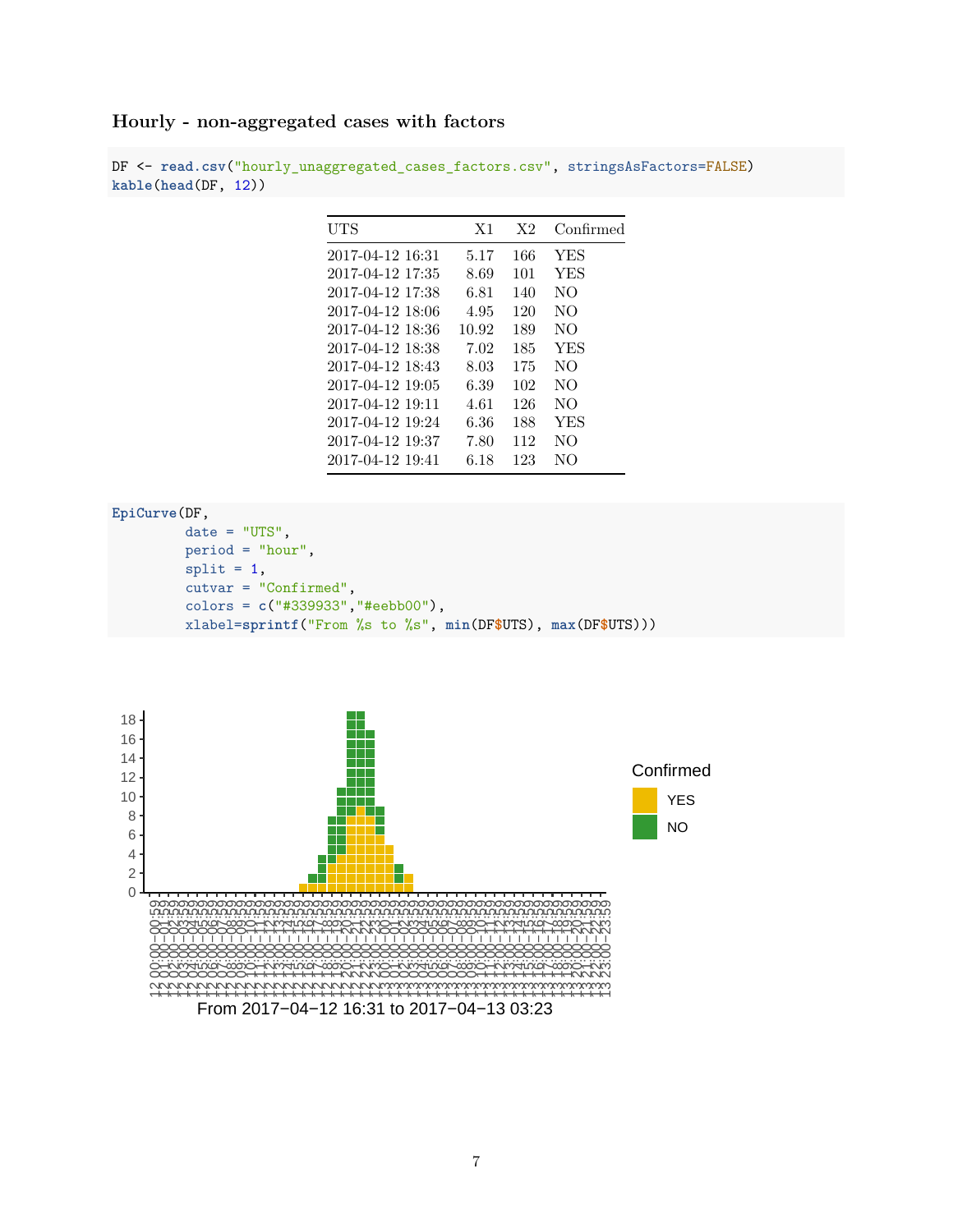### Hourly - non-aggregated cases with factors

```
DF <- read.csv("hourly_unaggregated_cases_factors.csv", stringsAsFactors=FALSE)
kable(head(DF, 12))
```

| UTS | X1 | X2 | Confirmed |
|---|---|---|---|
| 2017-04-12 16:31 | 5.17 | 166 | YES |
| 2017-04-12 17:35 | 8.69 | 101 | YES |
| 2017-04-12 17:38 | 6.81 | 140 | NO |
| 2017-04-12 18:06 | 4.95 | 120 | NO |
| 2017-04-12 18:36 | 10.92 | 189 | NO |
| 2017-04-12 18:38 | 7.02 | 185 | YES |
| 2017-04-12 18:43 | 8.03 | 175 | NO |
| 2017-04-12 19:05 | 6.39 | 102 | NO |
| 2017-04-12 19:11 | 4.61 | 126 | NO |
| 2017-04-12 19:24 | 6.36 | 188 | YES |
| 2017-04-12 19:37 | 7.80 | 112 | NO |
| 2017-04-12 19:41 | 6.18 | 123 | NO |

```
EpiCurve(DF,
         date = "UTS",
         period = "hour",
         split = 1,
         cutvar = "Confirmed",
         colors = c("#339933","#eebb00"),
         xlabel=sprintf("From %s to %s", min(DF$UTS), max(DF$UTS)))
```

From 2017−04−12 16:31 to 2017−04−13 03:23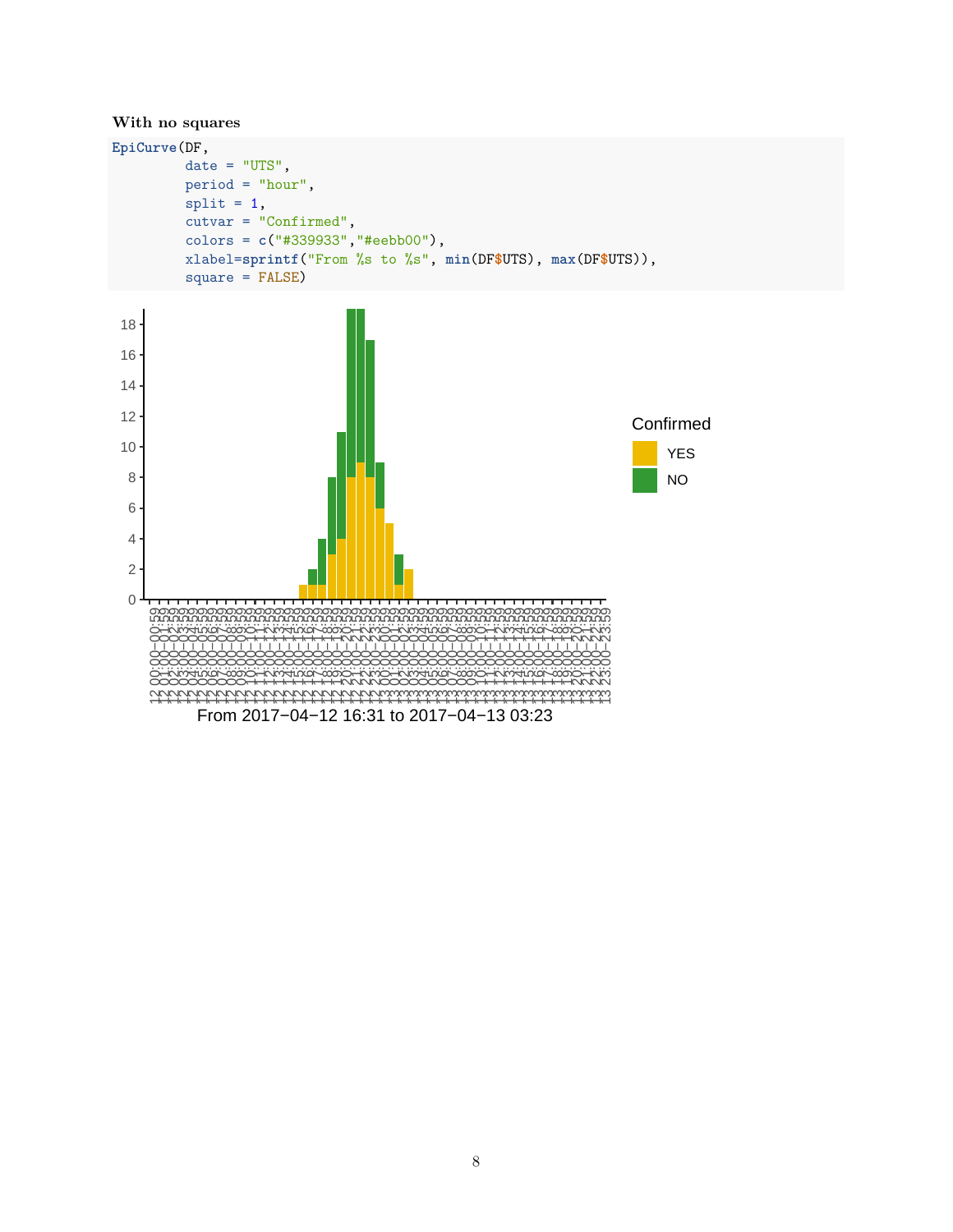**With no squares**

```
EpiCurve(DF,
         date = "UTS",
         period = "hour",
         split = 1,
         cutvar = "Confirmed",
         colors = c("#339933","#eebb00"),
         xlabel=sprintf("From %s to %s", min(DF$UTS), max(DF$UTS)),
         square = FALSE)
```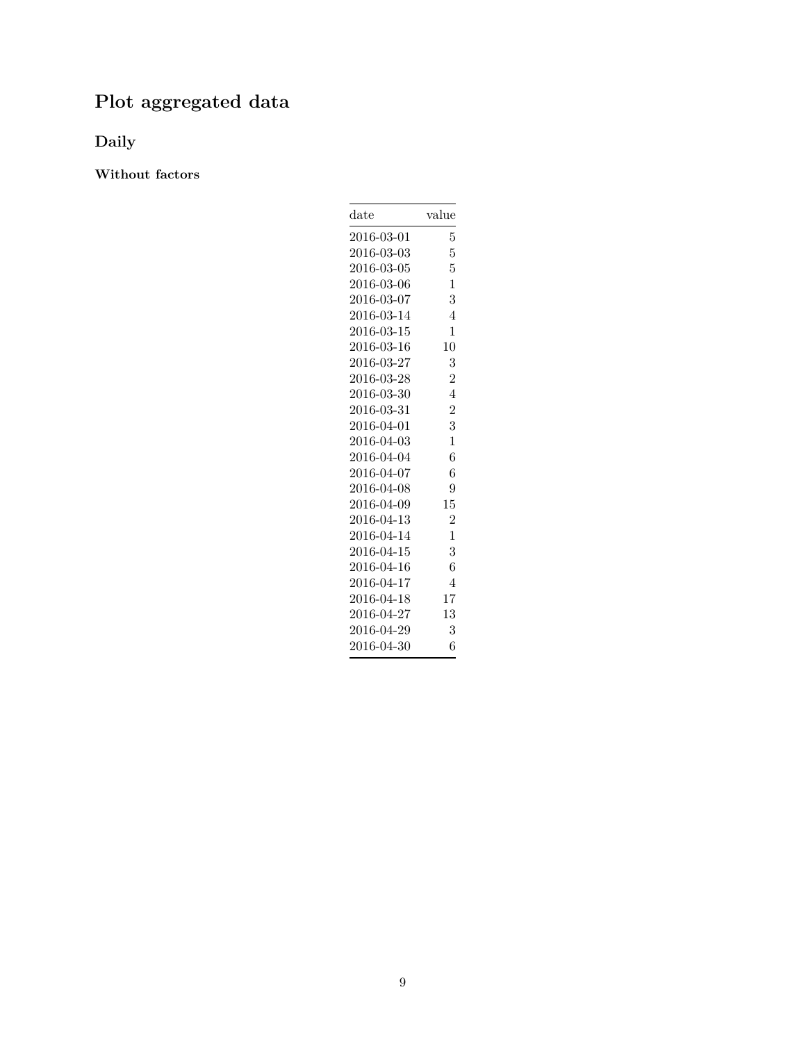# Plot aggregated data

## Daily

### Without factors

| date | value |
|---|---:|
| 2016-03-01 | 5 |
| 2016-03-03 | 5 |
| 2016-03-05 | 5 |
| 2016-03-06 | 1 |
| 2016-03-07 | 3 |
| 2016-03-14 | 4 |
| 2016-03-15 | 1 |
| 2016-03-16 | 10 |
| 2016-03-27 | 3 |
| 2016-03-28 | 2 |
| 2016-03-30 | 4 |
| 2016-03-31 | 2 |
| 2016-04-01 | 3 |
| 2016-04-03 | 1 |
| 2016-04-04 | 6 |
| 2016-04-07 | 6 |
| 2016-04-08 | 9 |
| 2016-04-09 | 15 |
| 2016-04-13 | 2 |
| 2016-04-14 | 1 |
| 2016-04-15 | 3 |
| 2016-04-16 | 6 |
| 2016-04-17 | 4 |
| 2016-04-18 | 17 |
| 2016-04-27 | 13 |
| 2016-04-29 | 3 |
| 2016-04-30 | 6 |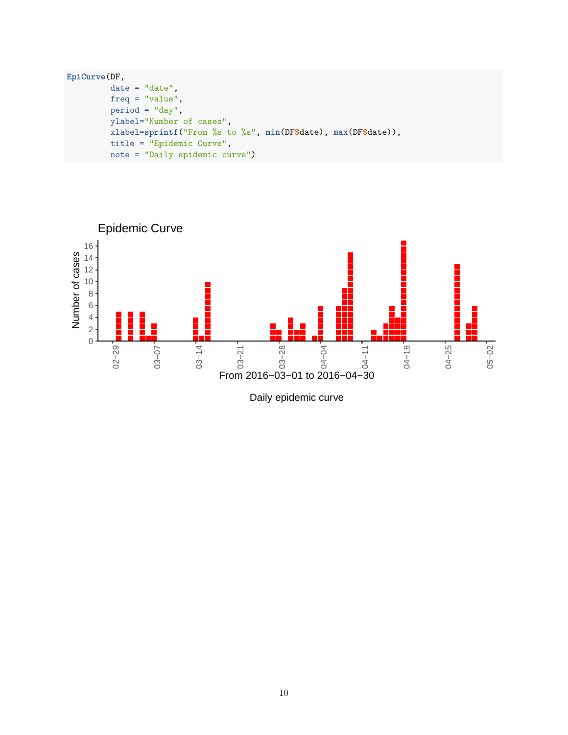```r
EpiCurve(DF,
         date = "date",
         freq = "value",
         period = "day",
         ylabel="Number of cases",
         xlabel=sprintf("From %s to %s", min(DF$date), max(DF$date)),
         title = "Epidemic Curve",
         note = "Daily epidemic curve")
```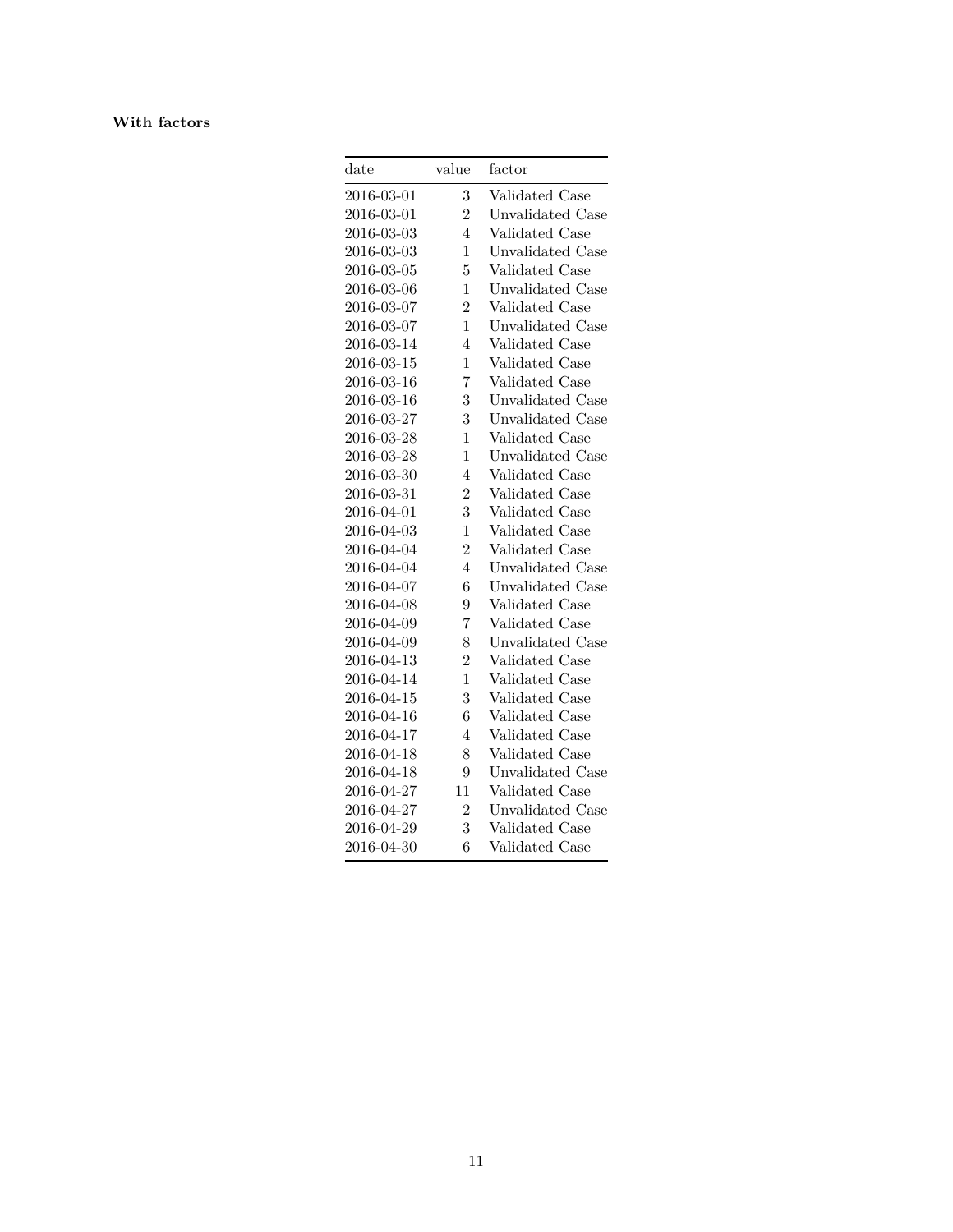**With factors**

| date | value | factor |
|---|---|---|
| 2016-03-01 | 3 | Validated Case |
| 2016-03-01 | 2 | Unvalidated Case |
| 2016-03-03 | 4 | Validated Case |
| 2016-03-03 | 1 | Unvalidated Case |
| 2016-03-05 | 5 | Validated Case |
| 2016-03-06 | 1 | Unvalidated Case |
| 2016-03-07 | 2 | Validated Case |
| 2016-03-07 | 1 | Unvalidated Case |
| 2016-03-14 | 4 | Validated Case |
| 2016-03-15 | 1 | Validated Case |
| 2016-03-16 | 7 | Validated Case |
| 2016-03-16 | 3 | Unvalidated Case |
| 2016-03-27 | 3 | Unvalidated Case |
| 2016-03-28 | 1 | Validated Case |
| 2016-03-28 | 1 | Unvalidated Case |
| 2016-03-30 | 4 | Validated Case |
| 2016-03-31 | 2 | Validated Case |
| 2016-04-01 | 3 | Validated Case |
| 2016-04-03 | 1 | Validated Case |
| 2016-04-04 | 2 | Validated Case |
| 2016-04-04 | 4 | Unvalidated Case |
| 2016-04-07 | 6 | Unvalidated Case |
| 2016-04-08 | 9 | Validated Case |
| 2016-04-09 | 7 | Validated Case |
| 2016-04-09 | 8 | Unvalidated Case |
| 2016-04-13 | 2 | Validated Case |
| 2016-04-14 | 1 | Validated Case |
| 2016-04-15 | 3 | Validated Case |
| 2016-04-16 | 6 | Validated Case |
| 2016-04-17 | 4 | Validated Case |
| 2016-04-18 | 8 | Validated Case |
| 2016-04-18 | 9 | Unvalidated Case |
| 2016-04-27 | 11 | Validated Case |
| 2016-04-27 | 2 | Unvalidated Case |
| 2016-04-29 | 3 | Validated Case |
| 2016-04-30 | 6 | Validated Case |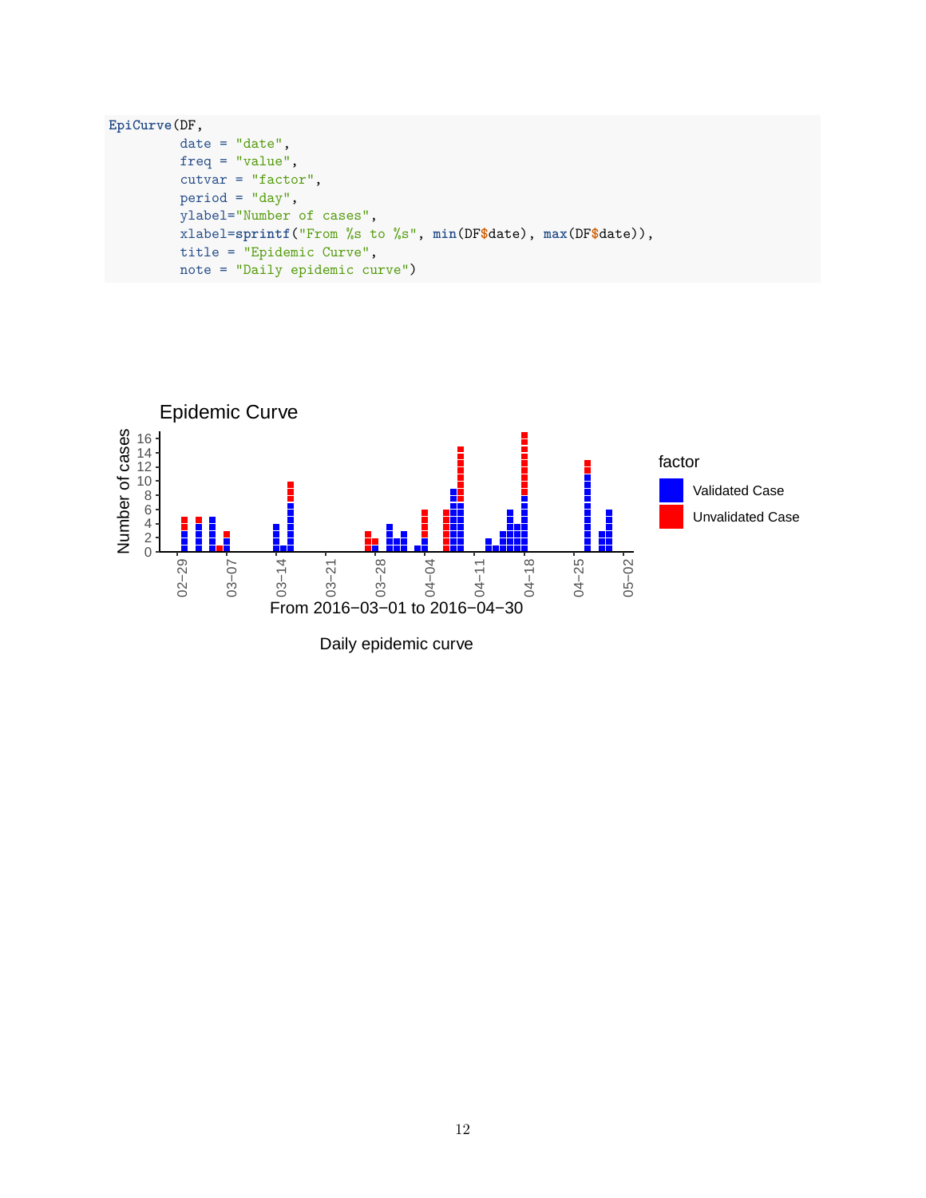```r
EpiCurve(DF,
         date = "date",
         freq = "value",
         cutvar = "factor",
         period = "day",
         ylabel="Number of cases",
         xlabel=sprintf("From %s to %s", min(DF$date), max(DF$date)),
         title = "Epidemic Curve",
         note = "Daily epidemic curve")
```

Daily epidemic curve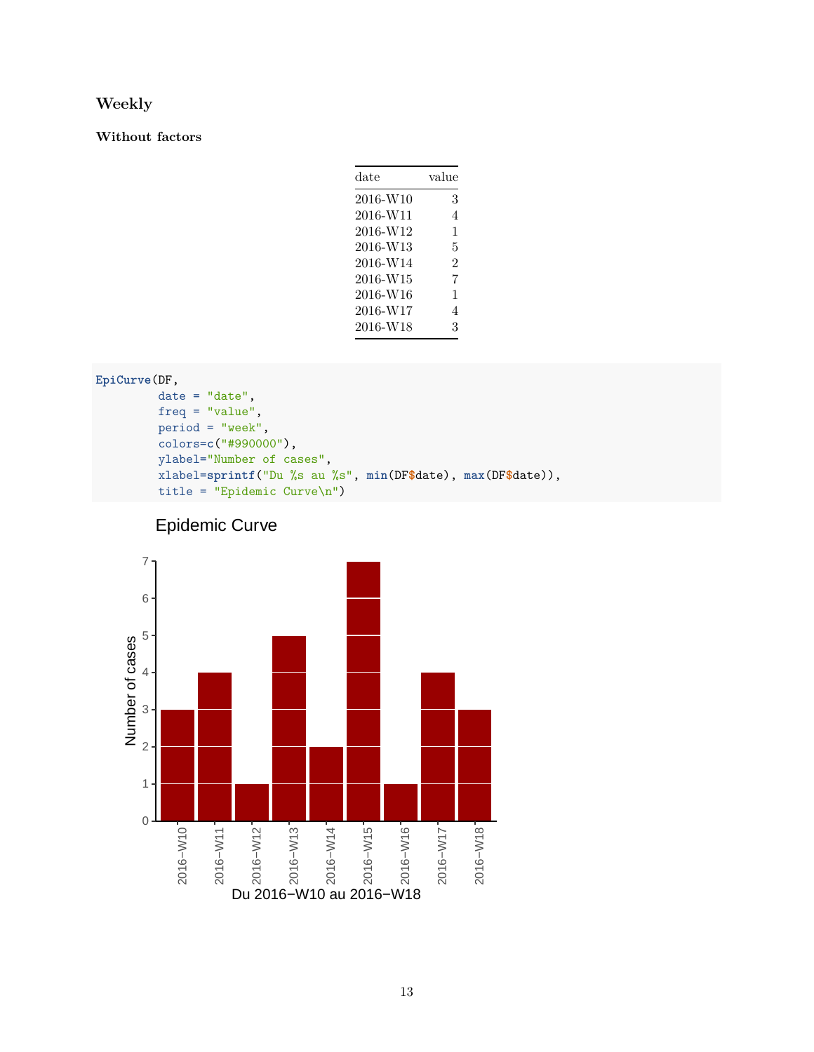### Weekly

#### Without factors

| date | value |
|---|---|
| 2016-W10 | 3 |
| 2016-W11 | 4 |
| 2016-W12 | 1 |
| 2016-W13 | 5 |
| 2016-W14 | 2 |
| 2016-W15 | 7 |
| 2016-W16 | 1 |
| 2016-W17 | 4 |
| 2016-W18 | 3 |

```
EpiCurve(DF,
         date = "date",
         freq = "value",
         period = "week",
         colors=c("#990000"),
         ylabel="Number of cases",
         xlabel=sprintf("Du %s au %s", min(DF$date), max(DF$date)),
         title = "Epidemic Curve\n")
```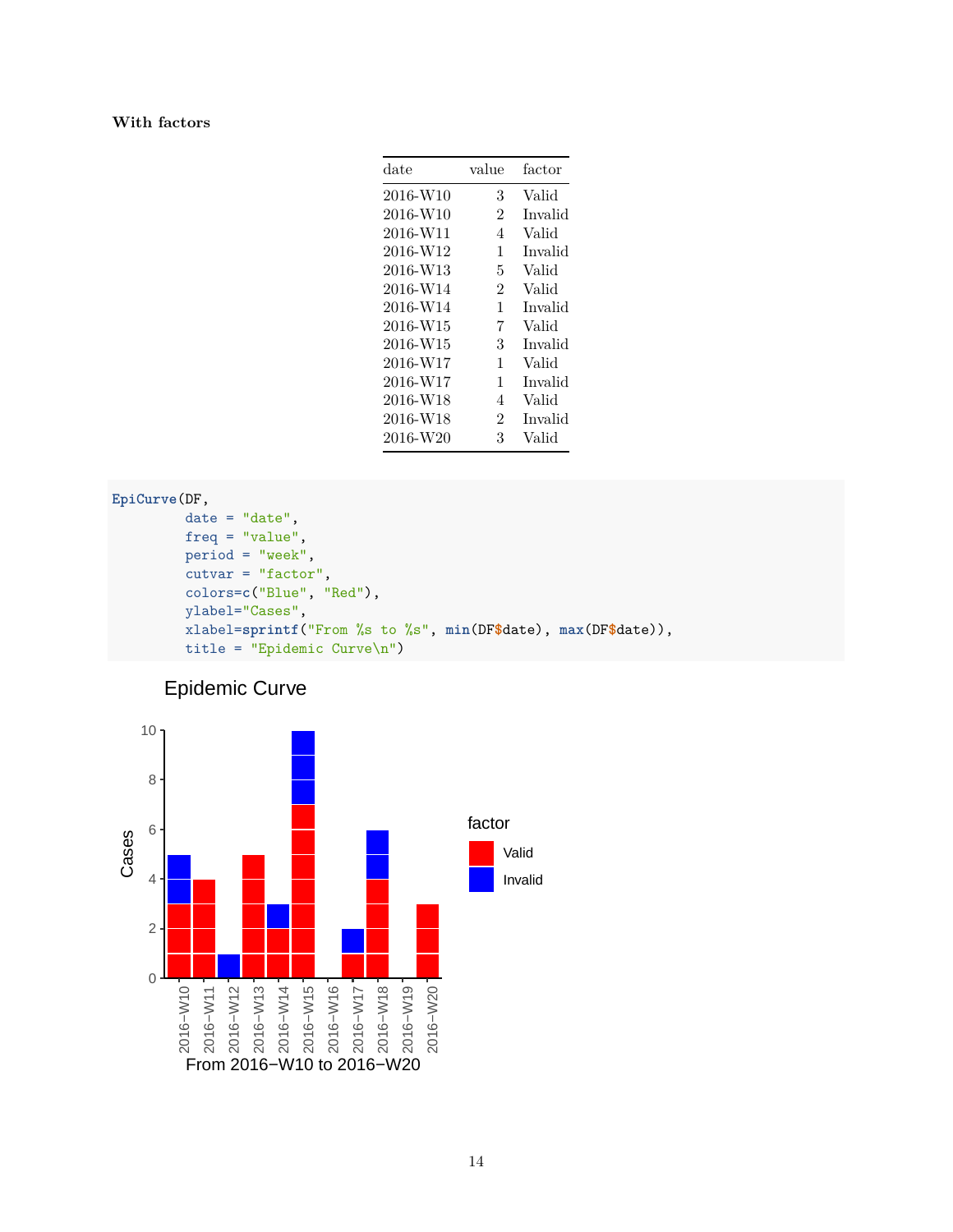**With factors**

| date | value | factor |
|---|---|---|
| 2016-W10 | 3 | Valid |
| 2016-W10 | 2 | Invalid |
| 2016-W11 | 4 | Valid |
| 2016-W12 | 1 | Invalid |
| 2016-W13 | 5 | Valid |
| 2016-W14 | 2 | Valid |
| 2016-W14 | 1 | Invalid |
| 2016-W15 | 7 | Valid |
| 2016-W15 | 3 | Invalid |
| 2016-W17 | 1 | Valid |
| 2016-W17 | 1 | Invalid |
| 2016-W18 | 4 | Valid |
| 2016-W18 | 2 | Invalid |
| 2016-W20 | 3 | Valid |

```
EpiCurve(DF,
         date = "date",
         freq = "value",
         period = "week",
         cutvar = "factor",
         colors=c("Blue", "Red"),
         ylabel="Cases",
         xlabel=sprintf("From %s to %s", min(DF$date), max(DF$date)),
         title = "Epidemic Curve\n")
```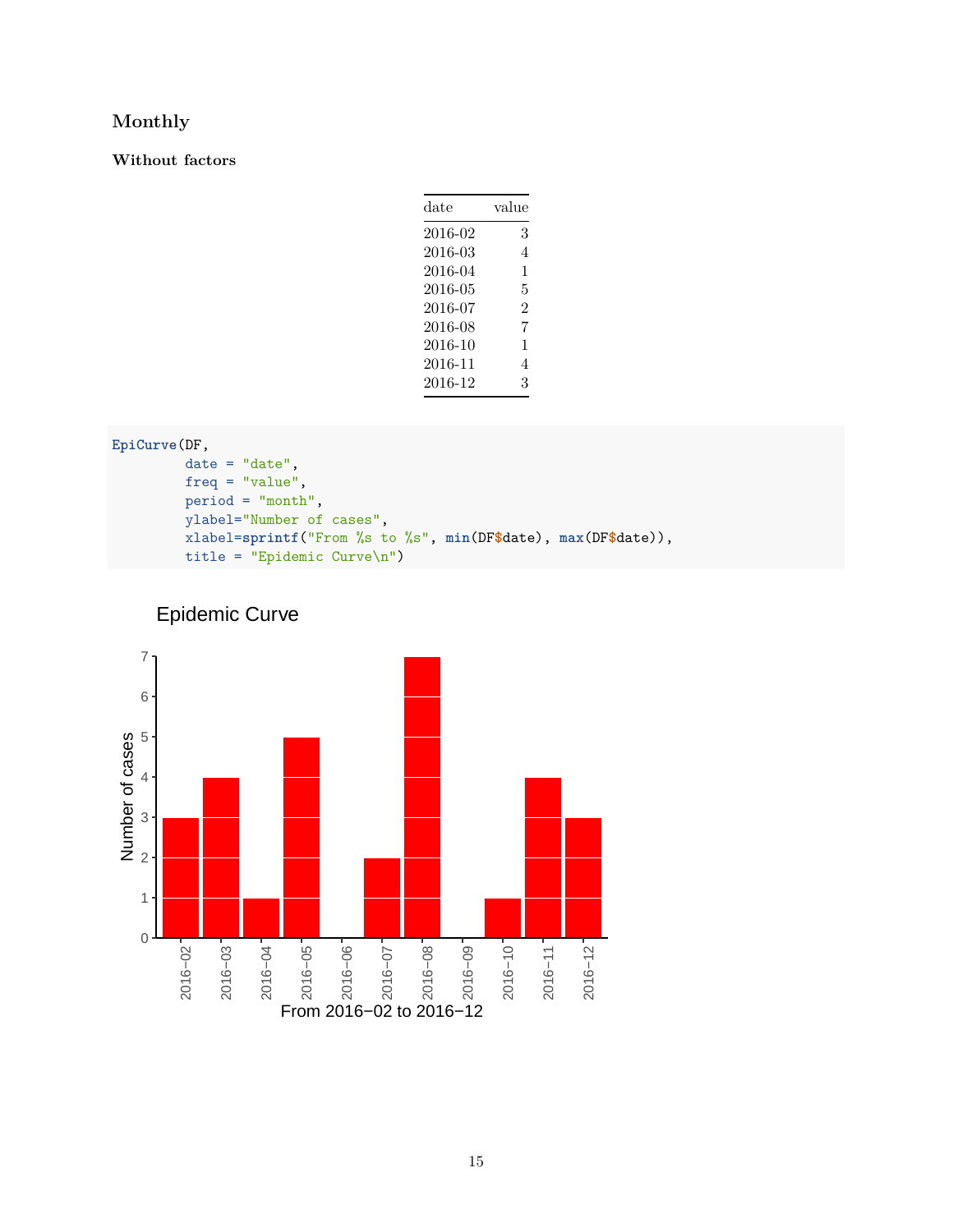### Monthly

#### Without factors

| date | value |
|---|---|
| 2016-02 | 3 |
| 2016-03 | 4 |
| 2016-04 | 1 |
| 2016-05 | 5 |
| 2016-07 | 2 |
| 2016-08 | 7 |
| 2016-10 | 1 |
| 2016-11 | 4 |
| 2016-12 | 3 |

```
EpiCurve(DF,
         date = "date",
         freq = "value",
         period = "month",
         ylabel="Number of cases",
         xlabel=sprintf("From %s to %s", min(DF$date), max(DF$date)),
         title = "Epidemic Curve\n")
```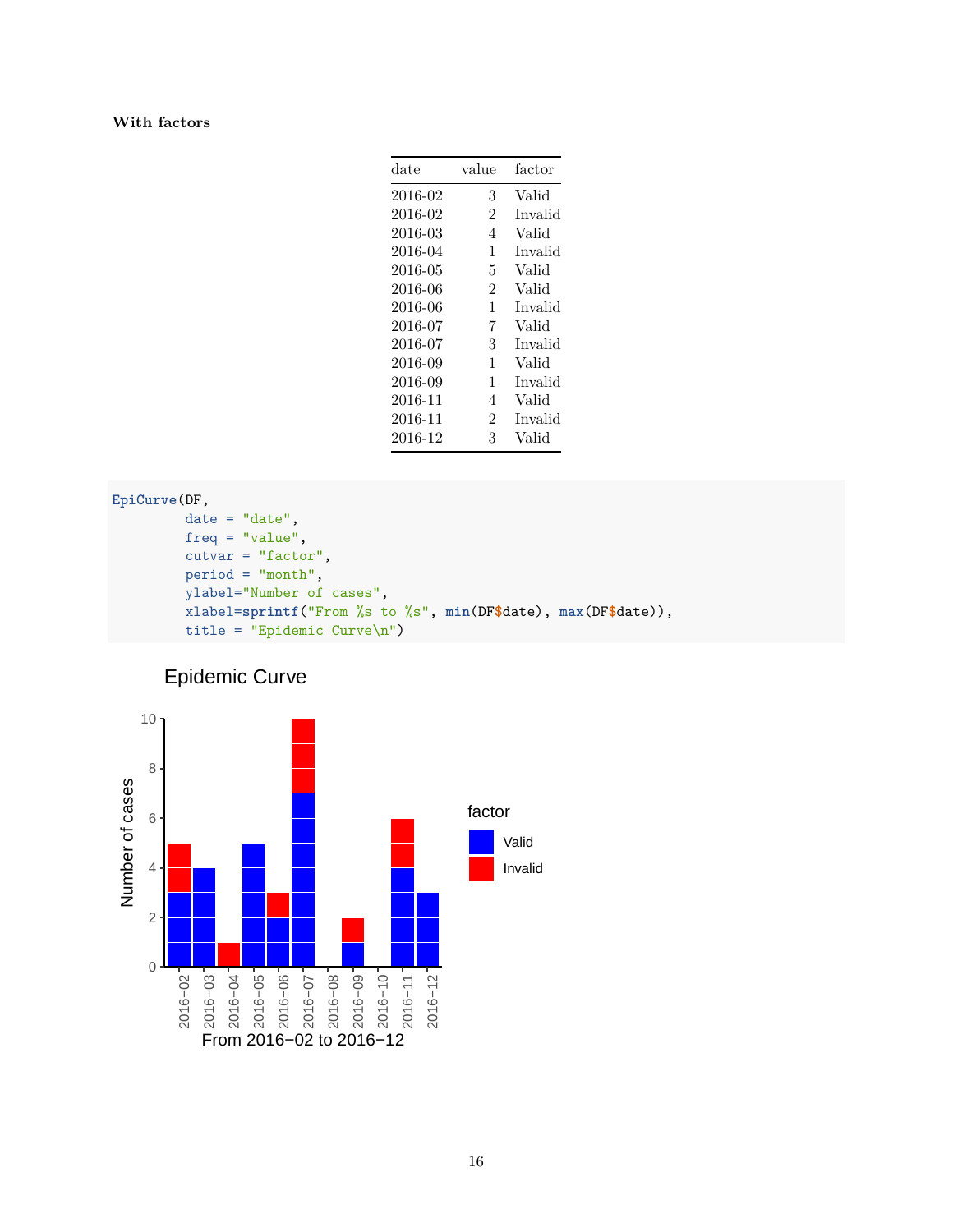#### With factors

| date | value | factor |
|---|---|---|
| 2016-02 | 3 | Valid |
| 2016-02 | 2 | Invalid |
| 2016-03 | 4 | Valid |
| 2016-04 | 1 | Invalid |
| 2016-05 | 5 | Valid |
| 2016-06 | 2 | Valid |
| 2016-06 | 1 | Invalid |
| 2016-07 | 7 | Valid |
| 2016-07 | 3 | Invalid |
| 2016-09 | 1 | Valid |
| 2016-09 | 1 | Invalid |
| 2016-11 | 4 | Valid |
| 2016-11 | 2 | Invalid |
| 2016-12 | 3 | Valid |

```
EpiCurve(DF,
         date = "date",
         freq = "value",
         cutvar = "factor",
         period = "month",
         ylabel="Number of cases",
         xlabel=sprintf("From %s to %s", min(DF$date), max(DF$date)),
         title = "Epidemic Curve\n")
```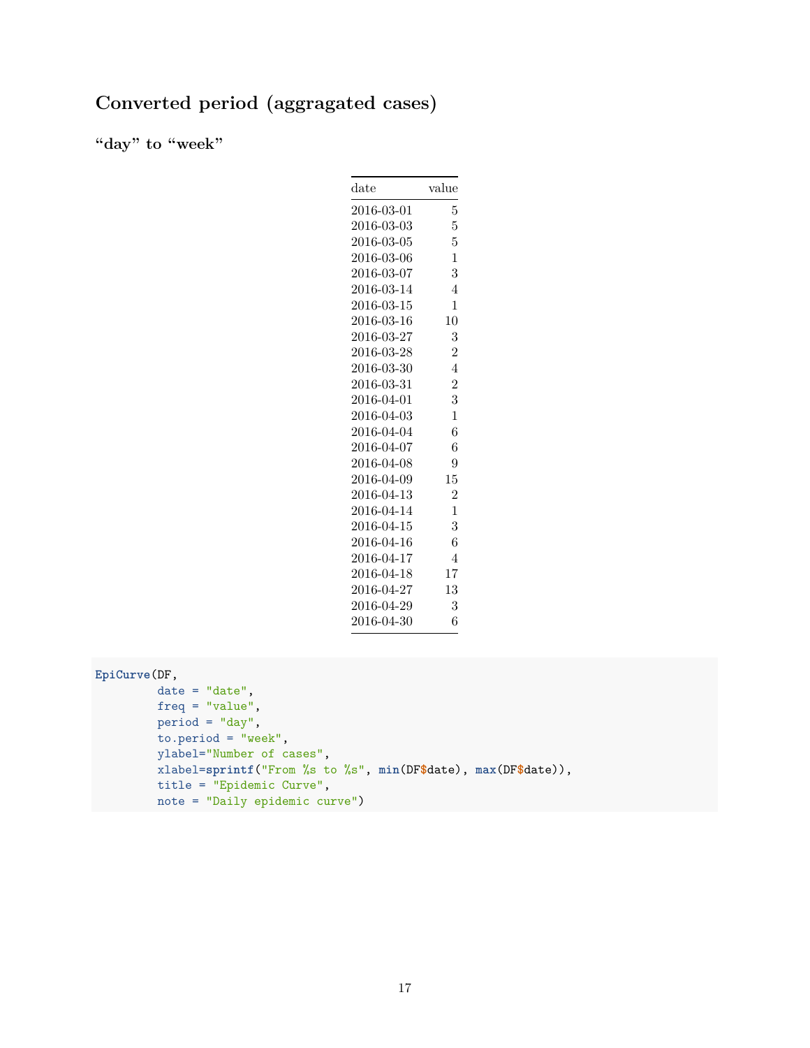## Converted period (aggragated cases)

### "day" to "week"

| date | value |
|---|---|
| 2016-03-01 | 5 |
| 2016-03-03 | 5 |
| 2016-03-05 | 5 |
| 2016-03-06 | 1 |
| 2016-03-07 | 3 |
| 2016-03-14 | 4 |
| 2016-03-15 | 1 |
| 2016-03-16 | 10 |
| 2016-03-27 | 3 |
| 2016-03-28 | 2 |
| 2016-03-30 | 4 |
| 2016-03-31 | 2 |
| 2016-04-01 | 3 |
| 2016-04-03 | 1 |
| 2016-04-04 | 6 |
| 2016-04-07 | 6 |
| 2016-04-08 | 9 |
| 2016-04-09 | 15 |
| 2016-04-13 | 2 |
| 2016-04-14 | 1 |
| 2016-04-15 | 3 |
| 2016-04-16 | 6 |
| 2016-04-17 | 4 |
| 2016-04-18 | 17 |
| 2016-04-27 | 13 |
| 2016-04-29 | 3 |
| 2016-04-30 | 6 |

```
EpiCurve(DF,
         date = "date",
         freq = "value",
         period = "day",
         to.period = "week",
         ylabel="Number of cases",
         xlabel=sprintf("From %s to %s", min(DF$date), max(DF$date)),
         title = "Epidemic Curve",
         note = "Daily epidemic curve")
```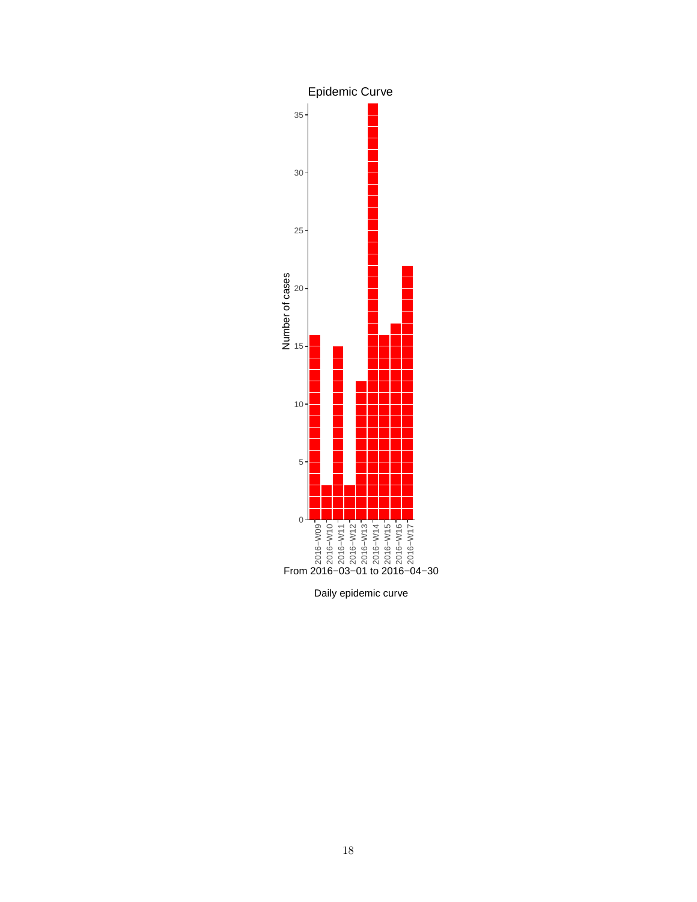Epidemic Curve

From 2016−03−01 to 2016−04−30

Daily epidemic curve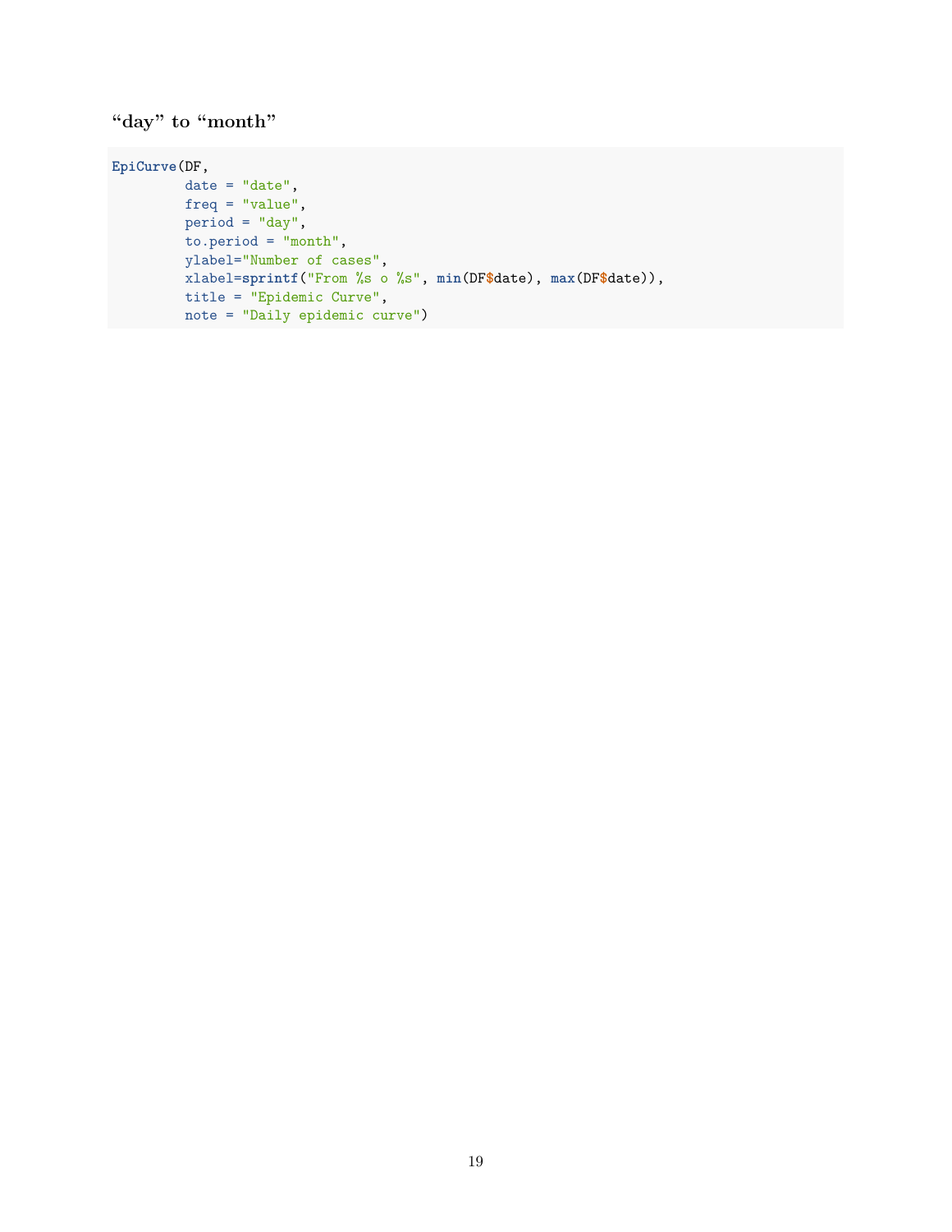### “day” to “month”

```
EpiCurve(DF,
         date = "date",
         freq = "value",
         period = "day",
         to.period = "month",
         ylabel="Number of cases",
         xlabel=sprintf("From %s o %s", min(DF$date), max(DF$date)),
         title = "Epidemic Curve",
         note = "Daily epidemic curve")
```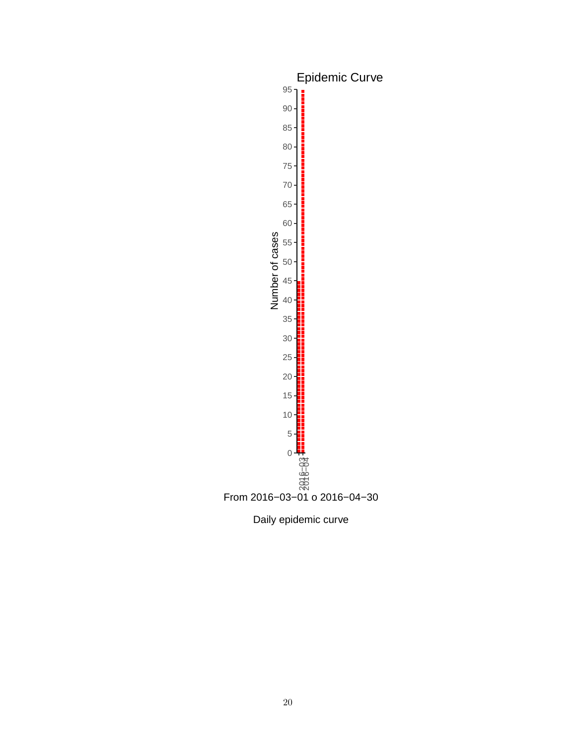Epidemic Curve

From 2016−03−01 o 2016−04−30

Daily epidemic curve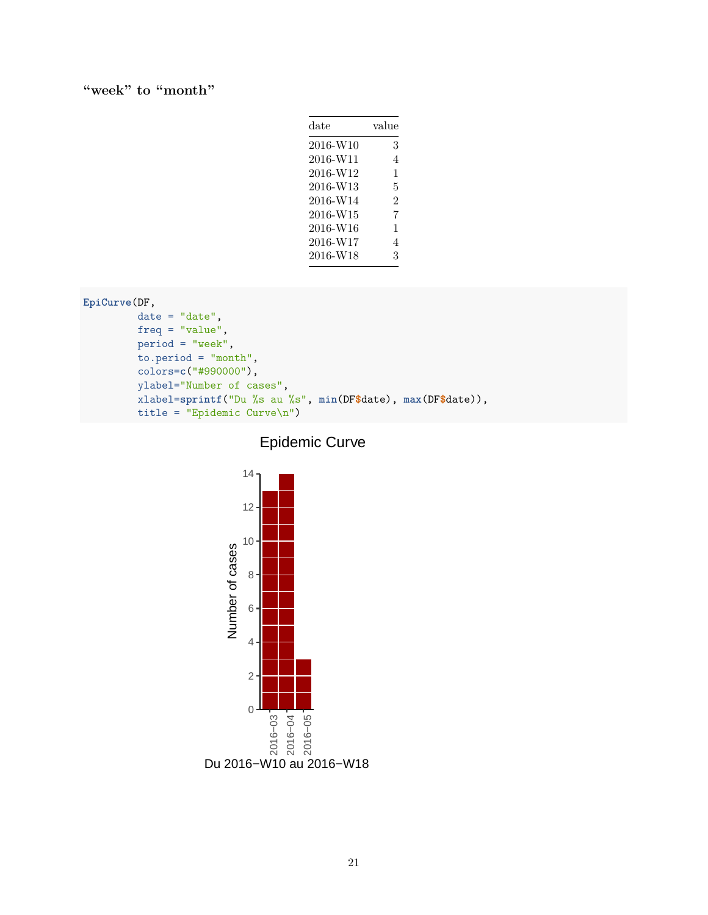### "week" to "month"

| date | value |
|---|---|
| 2016-W10 | 3 |
| 2016-W11 | 4 |
| 2016-W12 | 1 |
| 2016-W13 | 5 |
| 2016-W14 | 2 |
| 2016-W15 | 7 |
| 2016-W16 | 1 |
| 2016-W17 | 4 |
| 2016-W18 | 3 |

```
EpiCurve(DF,
         date = "date",
         freq = "value",
         period = "week",
         to.period = "month",
         colors=c("#990000"),
         ylabel="Number of cases",
         xlabel=sprintf("Du %s au %s", min(DF$date), max(DF$date)),
         title = "Epidemic Curve\n")
```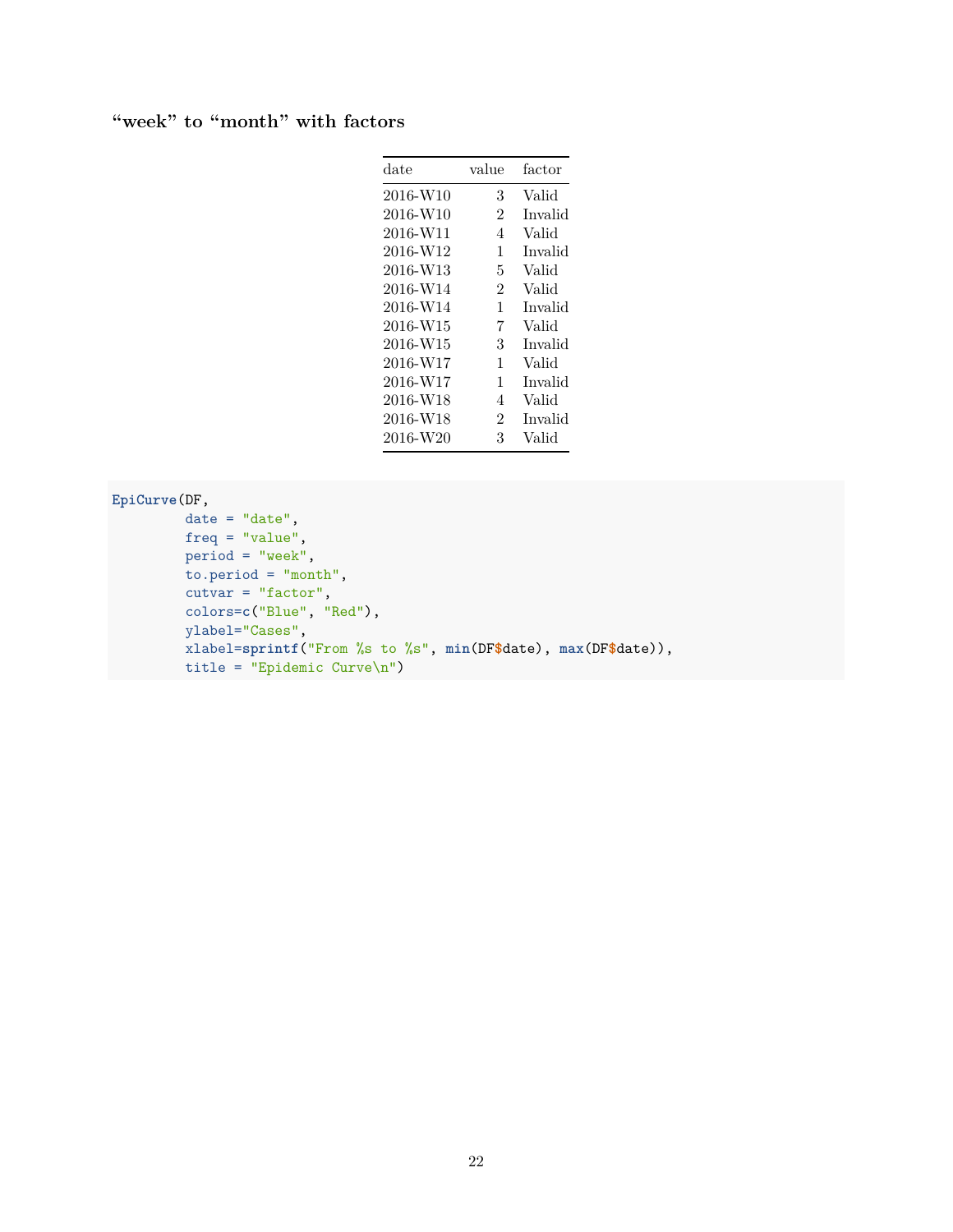### "week" to "month" with factors

| date | value | factor |
|---|---|---|
| 2016-W10 | 3 | Valid |
| 2016-W10 | 2 | Invalid |
| 2016-W11 | 4 | Valid |
| 2016-W12 | 1 | Invalid |
| 2016-W13 | 5 | Valid |
| 2016-W14 | 2 | Valid |
| 2016-W14 | 1 | Invalid |
| 2016-W15 | 7 | Valid |
| 2016-W15 | 3 | Invalid |
| 2016-W17 | 1 | Valid |
| 2016-W17 | 1 | Invalid |
| 2016-W18 | 4 | Valid |
| 2016-W18 | 2 | Invalid |
| 2016-W20 | 3 | Valid |

```
EpiCurve(DF,
         date = "date",
         freq = "value",
         period = "week",
         to.period = "month",
         cutvar = "factor",
         colors=c("Blue", "Red"),
         ylabel="Cases",
         xlabel=sprintf("From %s to %s", min(DF$date), max(DF$date)),
         title = "Epidemic Curve\n")
```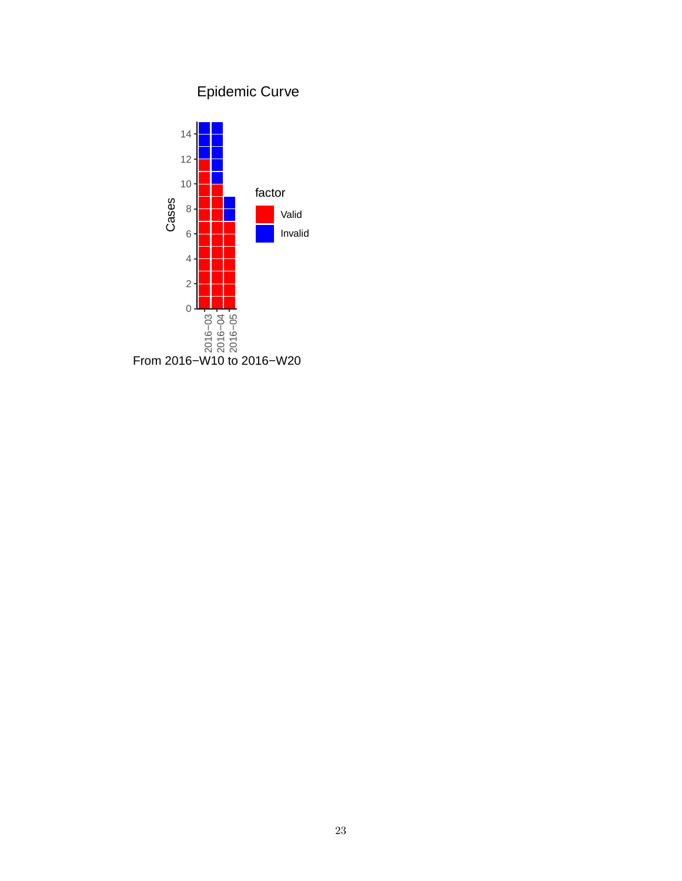Epidemic Curve

Cases

14
12
10
8
6
4
2
0

2016−03
2016−04
2016−05

factor
Valid
Invalid

From 2016−W10 to 2016−W20